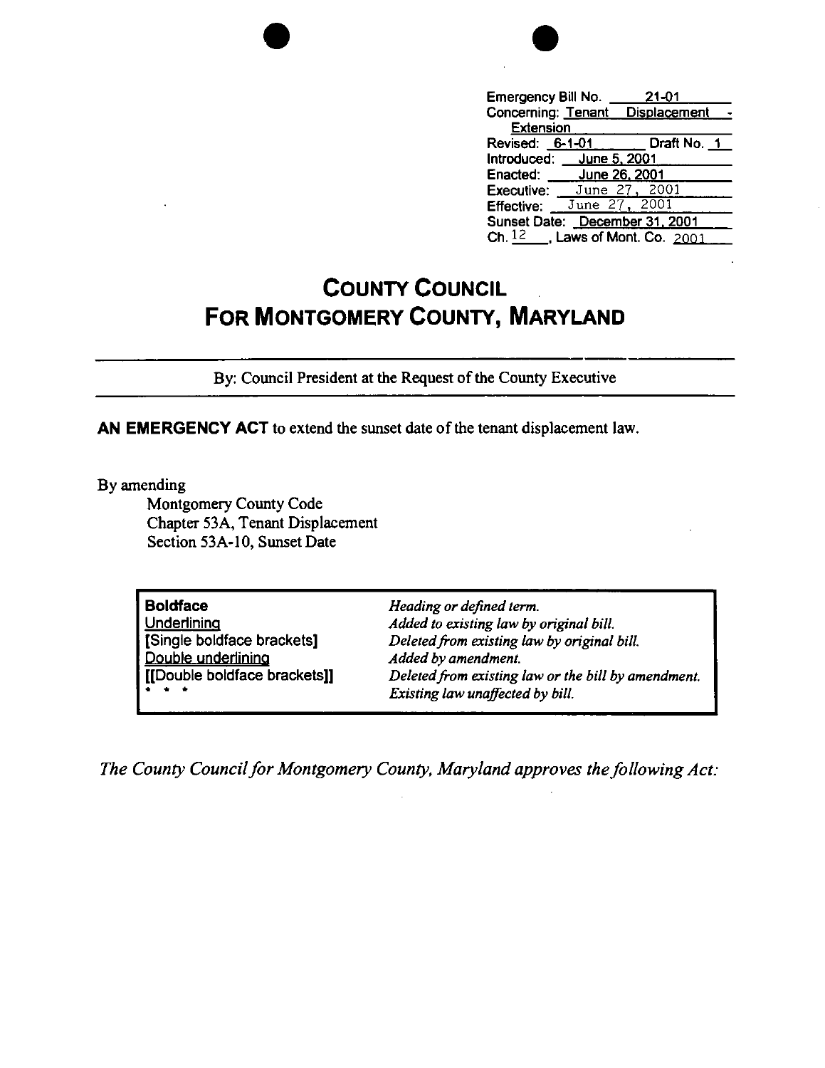| | |
|---|---|
| Emergency Bill No. | 21-01 |
| Concerning: | Tenant Displacement - Extension |
| Revised: 6-1-01 | Draft No. 1 |
| Introduced: | June 5, 2001 |
| Enacted: | June 26, 2001 |
| Executive: | June 27, 2001 |
| Effective: | June 27, 2001 |
| Sunset Date: | December 31, 2001 |
| Ch. 12, | Laws of Mont. Co. 2001 |

# COUNTY COUNCIL
# FOR MONTGOMERY COUNTY, MARYLAND

By: Council President at the Request of the County Executive

**AN EMERGENCY ACT** to extend the sunset date of the tenant displacement law.

By amending

Montgomery County Code
Chapter 53A, Tenant Displacement
Section 53A-10, Sunset Date

| | |
|---|---|
| **Boldface** | *Heading or defined term.* |
| Underlining | *Added to existing law by original bill.* |
| [Single boldface brackets] | *Deleted from existing law by original bill.* |
| Double underlining | *Added by amendment.* |
| [[Double boldface brackets]] | *Deleted from existing law or the bill by amendment.* |
| * * * | *Existing law unaffected by bill.* |

*The County Council for Montgomery County, Maryland approves the following Act:*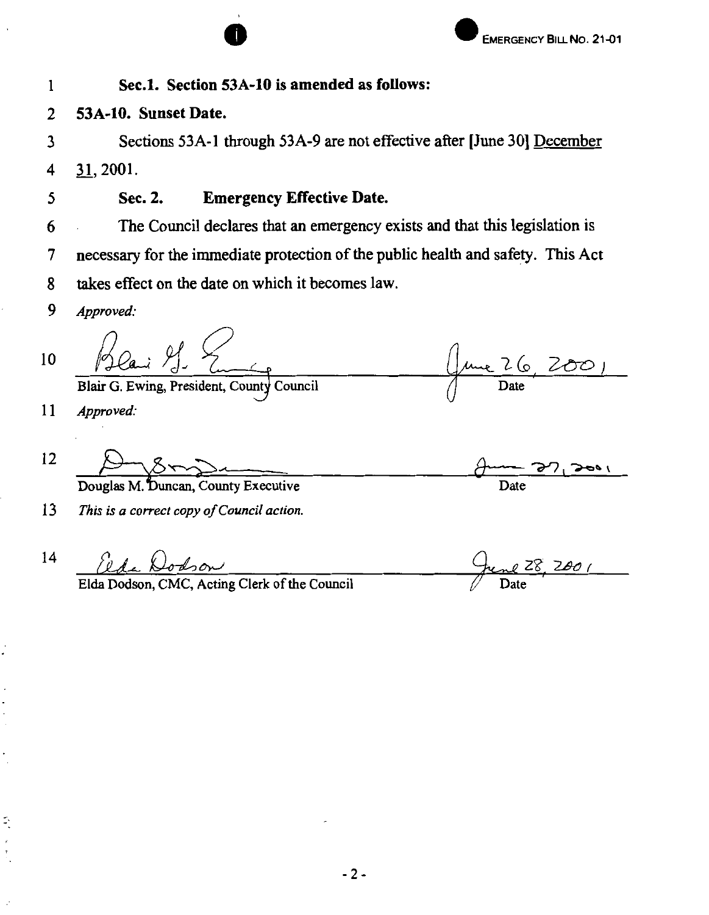1 **Sec.1. Section 53A-10 is amended as follows:**

2 **53A-10. Sunset Date.**

3 Sections 53A-1 through 53A-9 are not effective after [June 30] <u>December</u>

4 <u>31</u>, 2001.

5 **Sec. 2. Emergency Effective Date.**

6 The Council declares that an emergency exists and that this legislation is

7 necessary for the immediate protection of the public health and safety. This Act

8 takes effect on the date on which it becomes law.

9 *Approved:*

10 Blair G. Ewing, President, County Council — June 26, 2001 (Date)

11 *Approved:*

12 Douglas M. Duncan, County Executive — June 27, 2001 (Date)

13 *This is a correct copy of Council action.*

14 Elda Dodson, CMC, Acting Clerk of the Council — June 28, 2001 (Date)